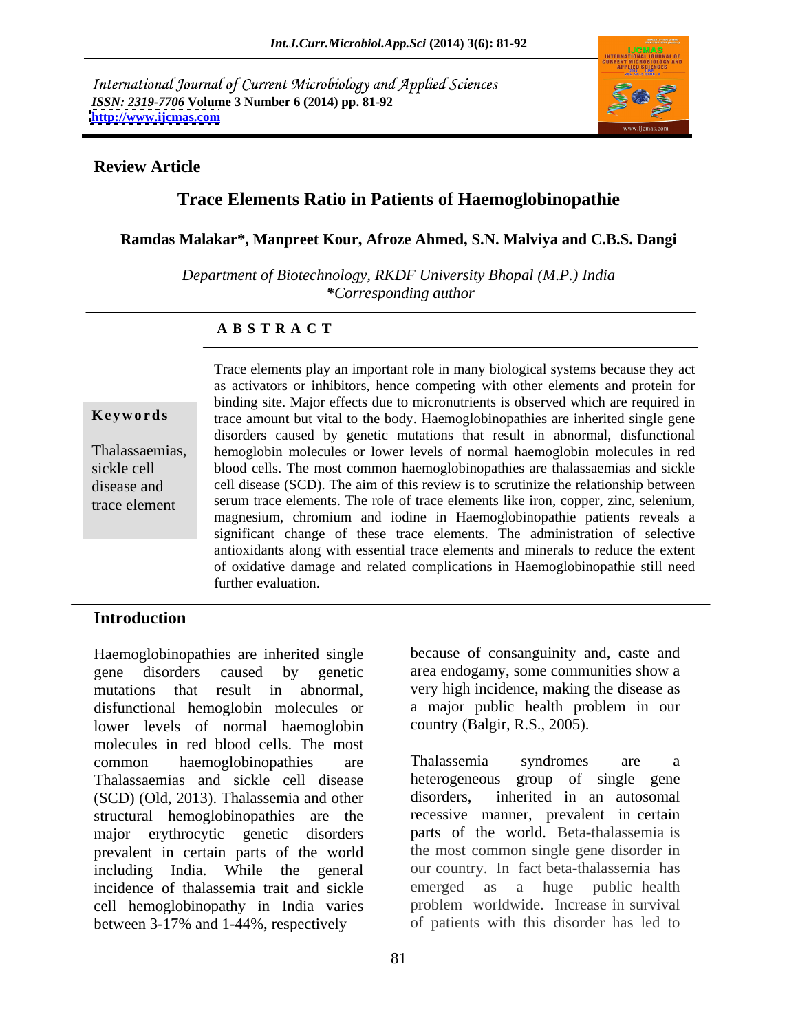International Journal of Current Microbiology and Applied Sciences
*ISSN: 2319-7706* **Volume 3 Number 6 (2014) pp. 81-92**
**http://www.ijcmas.com**

**Review Article**

# Trace Elements Ratio in Patients of Haemoglobinopathie

**Ramdas Malakar\*, Manpreet Kour, Afroze Ahmed, S.N. Malviya and C.B.S. Dangi**

*Department of Biotechnology, RKDF University Bhopal (M.P.) India*
*\*Corresponding author*

## A B S T R A C T

**Keywords**

Thalassaemias, sickle cell disease and trace element

Trace elements play an important role in many biological systems because they act as activators or inhibitors, hence competing with other elements and protein for binding site. Major effects due to micronutrients is observed which are required in trace amount but vital to the body. Haemoglobinopathies are inherited single gene disorders caused by genetic mutations that result in abnormal, disfunctional hemoglobin molecules or lower levels of normal haemoglobin molecules in red blood cells. The most common haemoglobinopathies are thalassaemias and sickle cell disease (SCD). The aim of this review is to scrutinize the relationship between serum trace elements. The role of trace elements like iron, copper, zinc, selenium, magnesium, chromium and iodine in Haemoglobinopathie patients reveals a significant change of these trace elements. The administration of selective antioxidants along with essential trace elements and minerals to reduce the extent of oxidative damage and related complications in Haemoglobinopathie still need further evaluation.

## Introduction

Haemoglobinopathies are inherited single gene disorders caused by genetic mutations that result in abnormal, disfunctional hemoglobin molecules or lower levels of normal haemoglobin molecules in red blood cells. The most common haemoglobinopathies are Thalassaemias and sickle cell disease (SCD) (Old, 2013). Thalassemia and other structural hemoglobinopathies are the major erythrocytic genetic disorders prevalent in certain parts of the world including India. While the general incidence of thalassemia trait and sickle cell hemoglobinopathy in India varies between 3-17% and 1-44%, respectively because of consanguinity and, caste and area endogamy, some communities show a very high incidence, making the disease as a major public health problem in our country (Balgir, R.S., 2005).

Thalassemia syndromes are a heterogeneous group of single gene disorders, inherited in an autosomal recessive manner, prevalent in certain parts of the world. Beta-thalassemia is the most common single gene disorder in our country. In fact beta-thalassemia has emerged as a huge public health problem worldwide. Increase in survival of patients with this disorder has led to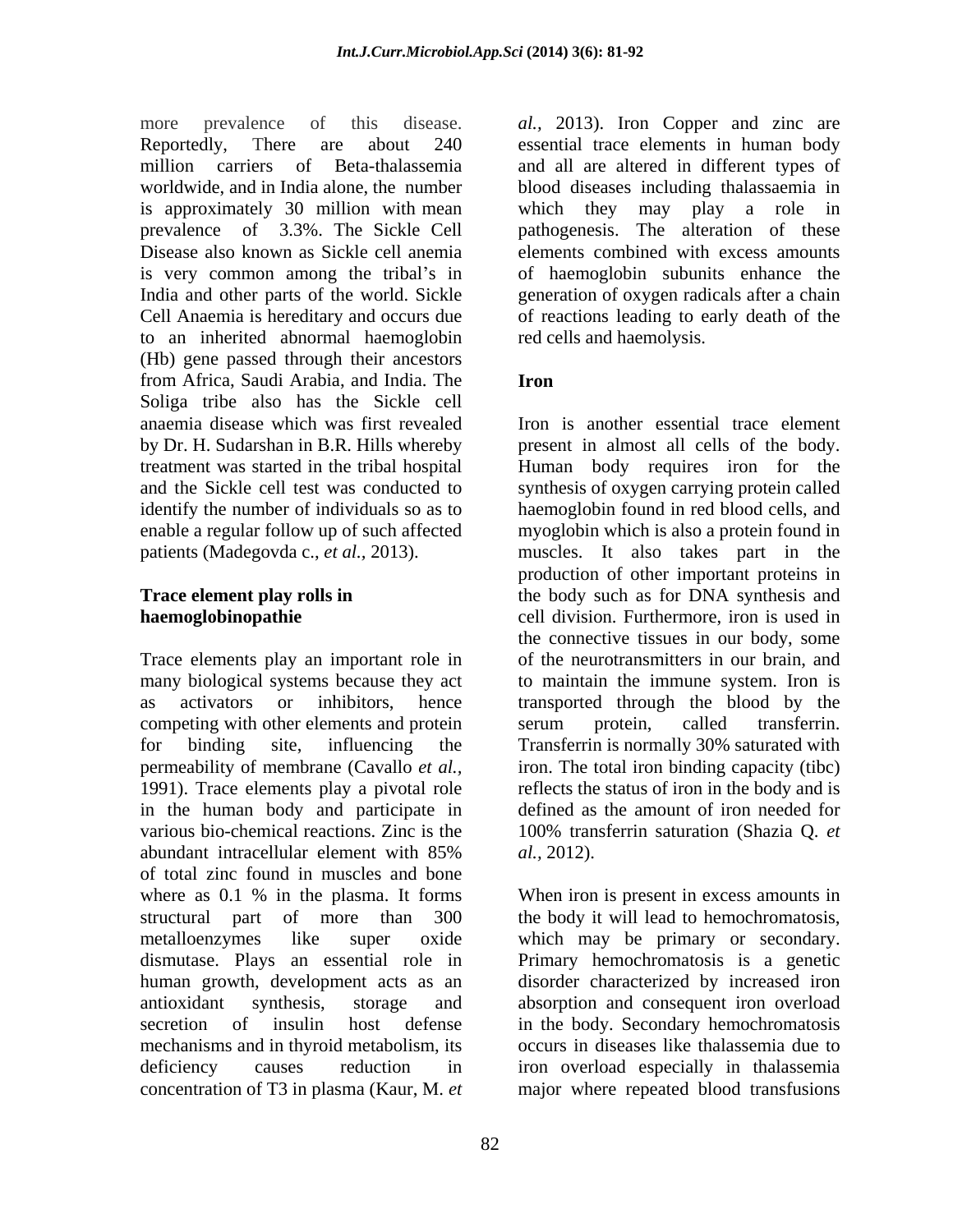more prevalence of this disease. Reportedly, There are about 240 million carriers of Beta-thalassemia worldwide, and in India alone, the number is approximately 30 million with mean prevalence of 3.3%. The Sickle Cell Disease also known as Sickle cell anemia is very common among the tribal's in India and other parts of the world. Sickle Cell Anaemia is hereditary and occurs due to an inherited abnormal haemoglobin (Hb) gene passed through their ancestors from Africa, Saudi Arabia, and India. The Soliga tribe also has the Sickle cell anaemia disease which was first revealed by Dr. H. Sudarshan in B.R. Hills whereby treatment was started in the tribal hospital and the Sickle cell test was conducted to identify the number of individuals so as to enable a regular follow up of such affected patients (Madegovda c., *et al.,* 2013).

## Trace element play rolls in haemoglobinopathie

Trace elements play an important role in many biological systems because they act as activators or inhibitors, hence competing with other elements and protein for binding site, influencing the permeability of membrane (Cavallo *et al.,* 1991). Trace elements play a pivotal role in the human body and participate in various bio-chemical reactions. Zinc is the abundant intracellular element with 85% of total zinc found in muscles and bone where as 0.1 % in the plasma. It forms structural part of more than 300 metalloenzymes like super oxide dismutase. Plays an essential role in human growth, development acts as an antioxidant synthesis, storage and secretion of insulin host defense mechanisms and in thyroid metabolism, its deficiency causes reduction in concentration of T3 in plasma (Kaur, M. *et al.,* 2013). Iron Copper and zinc are essential trace elements in human body and all are altered in different types of blood diseases including thalassaemia in which they may play a role in pathogenesis. The alteration of these elements combined with excess amounts of haemoglobin subunits enhance the generation of oxygen radicals after a chain of reactions leading to early death of the red cells and haemolysis.

## Iron

Iron is another essential trace element present in almost all cells of the body. Human body requires iron for the synthesis of oxygen carrying protein called haemoglobin found in red blood cells, and myoglobin which is also a protein found in muscles. It also takes part in the production of other important proteins in the body such as for DNA synthesis and cell division. Furthermore, iron is used in the connective tissues in our body, some of the neurotransmitters in our brain, and to maintain the immune system. Iron is transported through the blood by the serum protein, called transferrin. Transferrin is normally 30% saturated with iron. The total iron binding capacity (tibc) reflects the status of iron in the body and is defined as the amount of iron needed for 100% transferrin saturation (Shazia Q. *et al.,* 2012).

When iron is present in excess amounts in the body it will lead to hemochromatosis, which may be primary or secondary. Primary hemochromatosis is a genetic disorder characterized by increased iron absorption and consequent iron overload in the body. Secondary hemochromatosis occurs in diseases like thalassemia due to iron overload especially in thalassemia major where repeated blood transfusions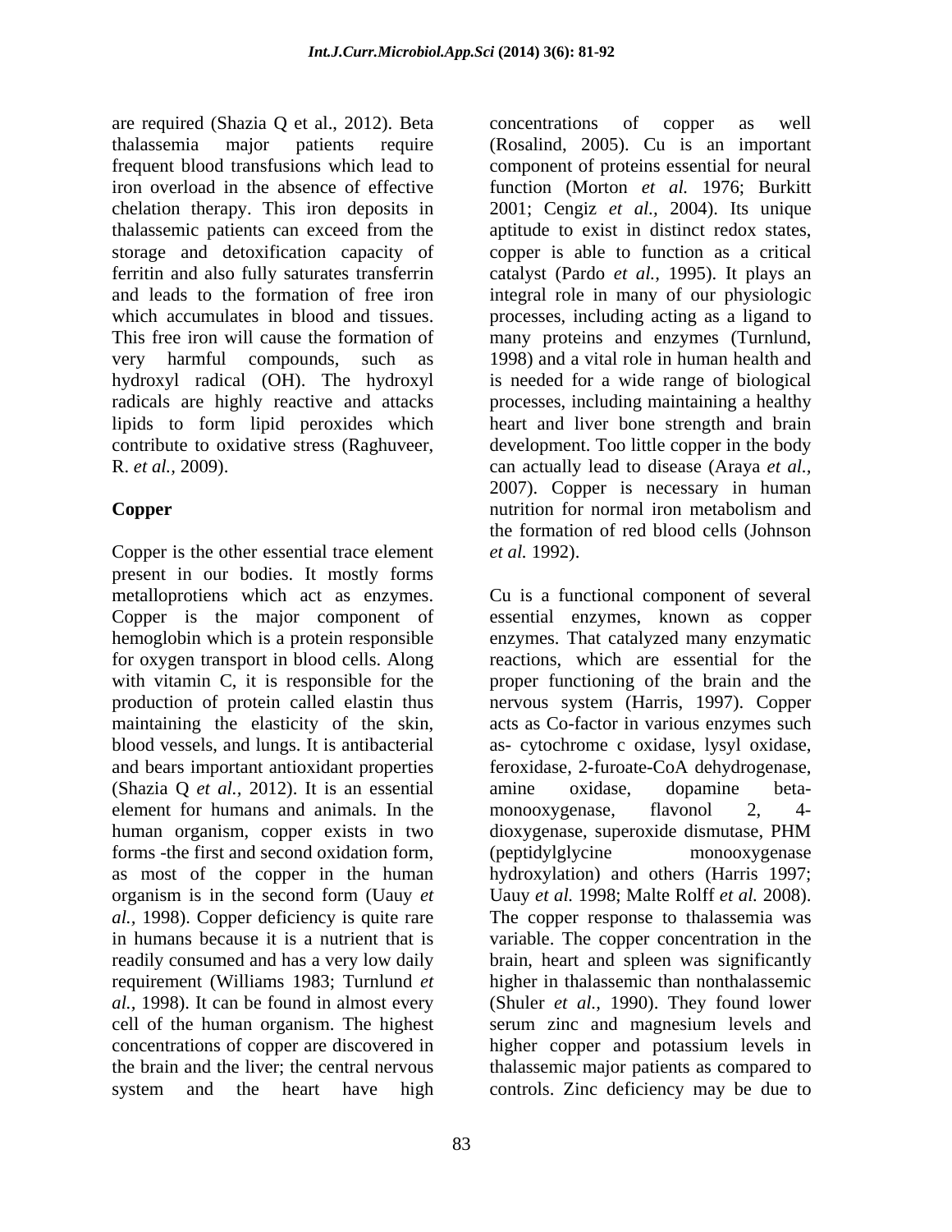are required (Shazia Q et al., 2012). Beta thalassemia major patients require frequent blood transfusions which lead to iron overload in the absence of effective chelation therapy. This iron deposits in thalassemic patients can exceed from the storage and detoxification capacity of ferritin and also fully saturates transferrin and leads to the formation of free iron which accumulates in blood and tissues. This free iron will cause the formation of very harmful compounds, such as hydroxyl radical (OH). The hydroxyl radicals are highly reactive and attacks lipids to form lipid peroxides which contribute to oxidative stress (Raghuveer, R. *et al.,* 2009).

## Copper

Copper is the other essential trace element present in our bodies. It mostly forms metalloprotiens which act as enzymes. Copper is the major component of hemoglobin which is a protein responsible for oxygen transport in blood cells. Along with vitamin C, it is responsible for the production of protein called elastin thus maintaining the elasticity of the skin, blood vessels, and lungs. It is antibacterial and bears important antioxidant properties (Shazia Q *et al.,* 2012). It is an essential element for humans and animals. In the human organism, copper exists in two forms -the first and second oxidation form, as most of the copper in the human organism is in the second form (Uauy *et al.,* 1998). Copper deficiency is quite rare in humans because it is a nutrient that is readily consumed and has a very low daily requirement (Williams 1983; Turnlund *et al.,* 1998). It can be found in almost every cell of the human organism. The highest concentrations of copper are discovered in the brain and the liver; the central nervous system and the heart have high concentrations of copper as well (Rosalind, 2005). Cu is an important component of proteins essential for neural function (Morton *et al.* 1976; Burkitt 2001; Cengiz *et al.,* 2004). Its unique aptitude to exist in distinct redox states, copper is able to function as a critical catalyst (Pardo *et al.,* 1995). It plays an integral role in many of our physiologic processes, including acting as a ligand to many proteins and enzymes (Turnlund, 1998) and a vital role in human health and is needed for a wide range of biological processes, including maintaining a healthy heart and liver bone strength and brain development. Too little copper in the body can actually lead to disease (Araya *et al.,* 2007). Copper is necessary in human nutrition for normal iron metabolism and the formation of red blood cells (Johnson *et al.* 1992).

Cu is a functional component of several essential enzymes, known as copper enzymes. That catalyzed many enzymatic reactions, which are essential for the proper functioning of the brain and the nervous system (Harris, 1997). Copper acts as Co-factor in various enzymes such as- cytochrome c oxidase, lysyl oxidase, feroxidase, 2-furoate-CoA dehydrogenase, amine oxidase, dopamine beta-monooxygenase, flavonol 2, 4-dioxygenase, superoxide dismutase, PHM (peptidylglycine monooxygenase hydroxylation) and others (Harris 1997; Uauy *et al.* 1998; Malte Rolff *et al.* 2008). The copper response to thalassemia was variable. The copper concentration in the brain, heart and spleen was significantly higher in thalassemic than nonthalassemic (Shuler *et al.,* 1990). They found lower serum zinc and magnesium levels and higher copper and potassium levels in thalassemic major patients as compared to controls. Zinc deficiency may be due to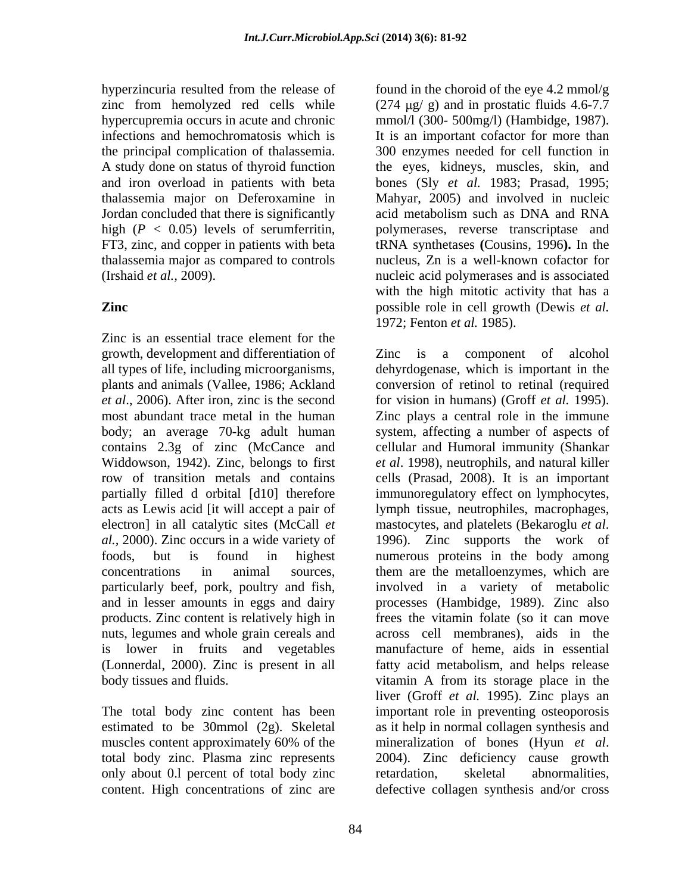hyperzincuria resulted from the release of zinc from hemolyzed red cells while hypercupremia occurs in acute and chronic infections and hemochromatosis which is the principal complication of thalassemia. A study done on status of thyroid function and iron overload in patients with beta thalassemia major on Deferoxamine in Jordan concluded that there is significantly high ($P < 0.05$) levels of serumferritin, FT3, zinc, and copper in patients with beta thalassemia major as compared to controls (Irshaid *et al.,* 2009).

## Zinc

Zinc is an essential trace element for the growth, development and differentiation of all types of life, including microorganisms, plants and animals (Vallee, 1986; Ackland *et al*., 2006). After iron, zinc is the second most abundant trace metal in the human body; an average 70-kg adult human contains 2.3g of zinc (McCance and Widdowson, 1942). Zinc, belongs to first row of transition metals and contains partially filled d orbital [d10] therefore acts as Lewis acid [it will accept a pair of electron] in all catalytic sites (McCall *et al.,* 2000). Zinc occurs in a wide variety of foods, but is found in highest concentrations in animal sources, particularly beef, pork, poultry and fish, and in lesser amounts in eggs and dairy products. Zinc content is relatively high in nuts, legumes and whole grain cereals and is lower in fruits and vegetables (Lonnerdal, 2000). Zinc is present in all body tissues and fluids.

The total body zinc content has been estimated to be 30mmol (2g). Skeletal muscles content approximately 60% of the total body zinc. Plasma zinc represents only about 0.l percent of total body zinc content. High concentrations of zinc are found in the choroid of the eye 4.2 mmol/g (274 μg/ g) and in prostatic fluids 4.6-7.7 mmol/l (300- 500mg/l) (Hambidge, 1987). It is an important cofactor for more than 300 enzymes needed for cell function in the eyes, kidneys, muscles, skin, and bones (Sly *et al.* 1983; Prasad, 1995; Mahyar, 2005) and involved in nucleic acid metabolism such as DNA and RNA polymerases, reverse transcriptase and tRNA synthetases **(**Cousins, 1996**).** In the nucleus, Zn is a well-known cofactor for nucleic acid polymerases and is associated with the high mitotic activity that has a possible role in cell growth (Dewis *et al.* 1972; Fenton *et al.* 1985).

Zinc is a component of alcohol dehyrdogenase, which is important in the conversion of retinol to retinal (required for vision in humans) (Groff *et al.* 1995). Zinc plays a central role in the immune system, affecting a number of aspects of cellular and Humoral immunity (Shankar *et al*. 1998), neutrophils, and natural killer cells (Prasad, 2008). It is an important immunoregulatory effect on lymphocytes, lymph tissue, neutrophiles, macrophages, mastocytes, and platelets (Bekaroglu *et al*. 1996). Zinc supports the work of numerous proteins in the body among them are the metalloenzymes, which are involved in a variety of metabolic processes (Hambidge, 1989). Zinc also frees the vitamin folate (so it can move across cell membranes), aids in the manufacture of heme, aids in essential fatty acid metabolism, and helps release vitamin A from its storage place in the liver (Groff *et al.* 1995). Zinc plays an important role in preventing osteoporosis as it help in normal collagen synthesis and mineralization of bones (Hyun *et al*. 2004). Zinc deficiency cause growth retardation, skeletal abnormalities, defective collagen synthesis and/or cross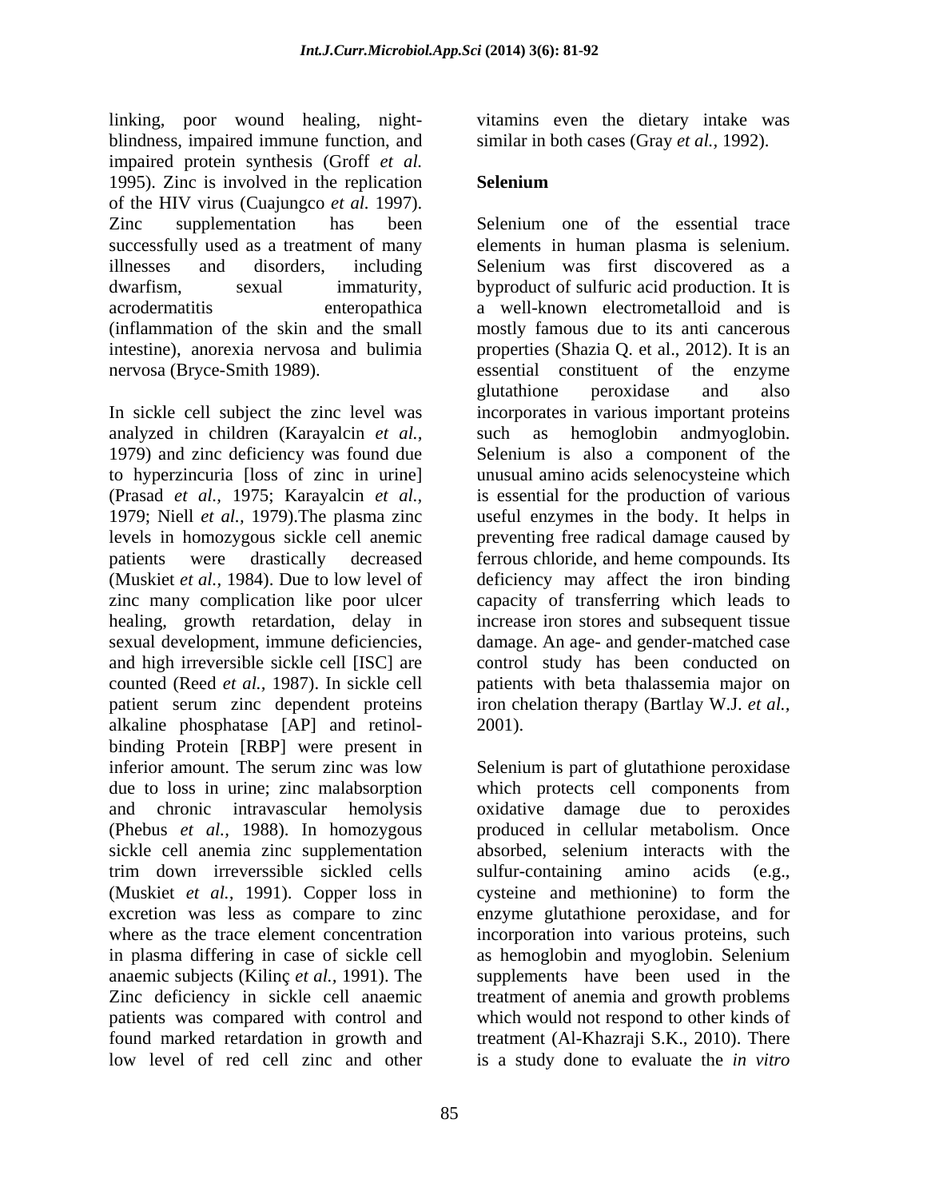linking, poor wound healing, night-blindness, impaired immune function, and impaired protein synthesis (Groff *et al.* 1995). Zinc is involved in the replication of the HIV virus (Cuajungco *et al.* 1997). Zinc supplementation has been successfully used as a treatment of many illnesses and disorders, including dwarfism, sexual immaturity, acrodermatitis enteropathica (inflammation of the skin and the small intestine), anorexia nervosa and bulimia nervosa (Bryce-Smith 1989).

In sickle cell subject the zinc level was analyzed in children (Karayalcin *et al.,* 1979) and zinc deficiency was found due to hyperzincuria [loss of zinc in urine] (Prasad *et al.,* 1975; Karayalcin *et al.,* 1979; Niell *et al.,* 1979).The plasma zinc levels in homozygous sickle cell anemic patients were drastically decreased (Muskiet *et al.,* 1984). Due to low level of zinc many complication like poor ulcer healing, growth retardation, delay in sexual development, immune deficiencies, and high irreversible sickle cell [ISC] are counted (Reed *et al.,* 1987). In sickle cell patient serum zinc dependent proteins alkaline phosphatase [AP] and retinol-binding Protein [RBP] were present in inferior amount. The serum zinc was low due to loss in urine; zinc malabsorption and chronic intravascular hemolysis (Phebus *et al.,* 1988). In homozygous sickle cell anemia zinc supplementation trim down irreverssible sickled cells (Muskiet *et al.,* 1991). Copper loss in excretion was less as compare to zinc where as the trace element concentration in plasma differing in case of sickle cell anaemic subjects (Kilinç *et al.,* 1991). The Zinc deficiency in sickle cell anaemic patients was compared with control and found marked retardation in growth and low level of red cell zinc and other vitamins even the dietary intake was similar in both cases (Gray *et al.,* 1992).

## Selenium

Selenium one of the essential trace elements in human plasma is selenium. Selenium was first discovered as a byproduct of sulfuric acid production. It is a well-known electrometalloid and is mostly famous due to its anti cancerous properties (Shazia Q. et al., 2012). It is an essential constituent of the enzyme glutathione peroxidase and also incorporates in various important proteins such as hemoglobin andmyoglobin. Selenium is also a component of the unusual amino acids selenocysteine which is essential for the production of various useful enzymes in the body. It helps in preventing free radical damage caused by ferrous chloride, and heme compounds. Its deficiency may affect the iron binding capacity of transferring which leads to increase iron stores and subsequent tissue damage. An age- and gender-matched case control study has been conducted on patients with beta thalassemia major on iron chelation therapy (Bartlay W.J. *et al.,* 2001).

Selenium is part of glutathione peroxidase which protects cell components from oxidative damage due to peroxides produced in cellular metabolism. Once absorbed, selenium interacts with the sulfur-containing amino acids (e.g., cysteine and methionine) to form the enzyme glutathione peroxidase, and for incorporation into various proteins, such as hemoglobin and myoglobin. Selenium supplements have been used in the treatment of anemia and growth problems which would not respond to other kinds of treatment (Al-Khazraji S.K., 2010). There is a study done to evaluate the *in vitro*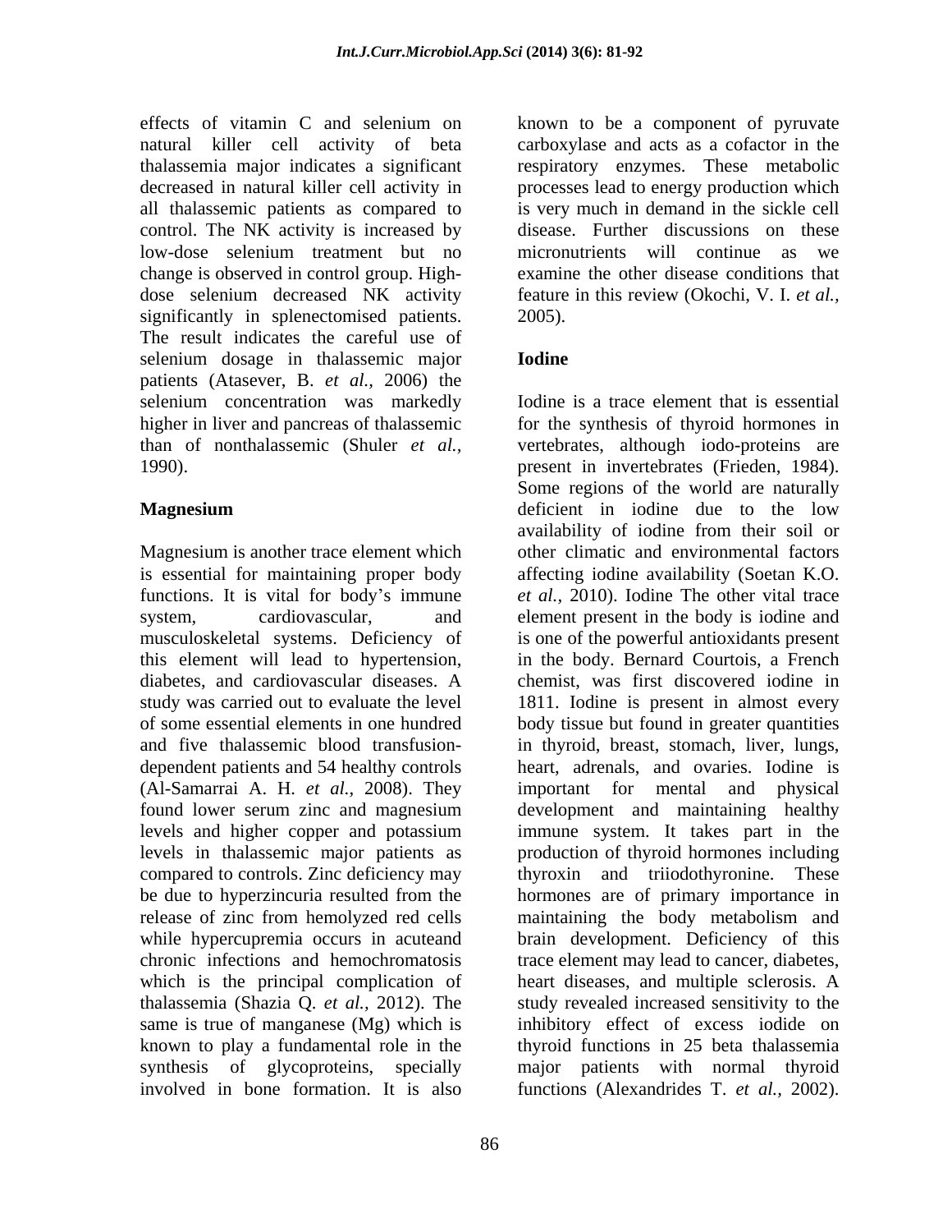effects of vitamin C and selenium on natural killer cell activity of beta thalassemia major indicates a significant decreased in natural killer cell activity in all thalassemic patients as compared to control. The NK activity is increased by low-dose selenium treatment but no change is observed in control group. High-dose selenium decreased NK activity significantly in splenectomised patients. The result indicates the careful use of selenium dosage in thalassemic major patients (Atasever, B. *et al.,* 2006) the selenium concentration was markedly higher in liver and pancreas of thalassemic than of nonthalassemic (Shuler *et al.,* 1990).

## Magnesium

Magnesium is another trace element which is essential for maintaining proper body functions. It is vital for body's immune system, cardiovascular, and musculoskeletal systems. Deficiency of this element will lead to hypertension, diabetes, and cardiovascular diseases. A study was carried out to evaluate the level of some essential elements in one hundred and five thalassemic blood transfusion-dependent patients and 54 healthy controls (Al-Samarrai A. H. *et al.,* 2008). They found lower serum zinc and magnesium levels and higher copper and potassium levels in thalassemic major patients as compared to controls. Zinc deficiency may be due to hyperzincuria resulted from the release of zinc from hemolyzed red cells while hypercupremia occurs in acuteand chronic infections and hemochromatosis which is the principal complication of thalassemia (Shazia Q. *et al.,* 2012). The same is true of manganese (Mg) which is known to play a fundamental role in the synthesis of glycoproteins, specially involved in bone formation. It is also known to be a component of pyruvate carboxylase and acts as a cofactor in the respiratory enzymes. These metabolic processes lead to energy production which is very much in demand in the sickle cell disease. Further discussions on these micronutrients will continue as we examine the other disease conditions that feature in this review (Okochi, V. I. *et al.,* 2005).

## Iodine

Iodine is a trace element that is essential for the synthesis of thyroid hormones in vertebrates, although iodo-proteins are present in invertebrates (Frieden, 1984). Some regions of the world are naturally deficient in iodine due to the low availability of iodine from their soil or other climatic and environmental factors affecting iodine availability (Soetan K.O. *et al.,* 2010). Iodine The other vital trace element present in the body is iodine and is one of the powerful antioxidants present in the body. Bernard Courtois, a French chemist, was first discovered iodine in 1811. Iodine is present in almost every body tissue but found in greater quantities in thyroid, breast, stomach, liver, lungs, heart, adrenals, and ovaries. Iodine is important for mental and physical development and maintaining healthy immune system. It takes part in the production of thyroid hormones including thyroxin and triiodothyronine. These hormones are of primary importance in maintaining the body metabolism and brain development. Deficiency of this trace element may lead to cancer, diabetes, heart diseases, and multiple sclerosis. A study revealed increased sensitivity to the inhibitory effect of excess iodide on thyroid functions in 25 beta thalassemia major patients with normal thyroid functions (Alexandrides T. *et al.,* 2002).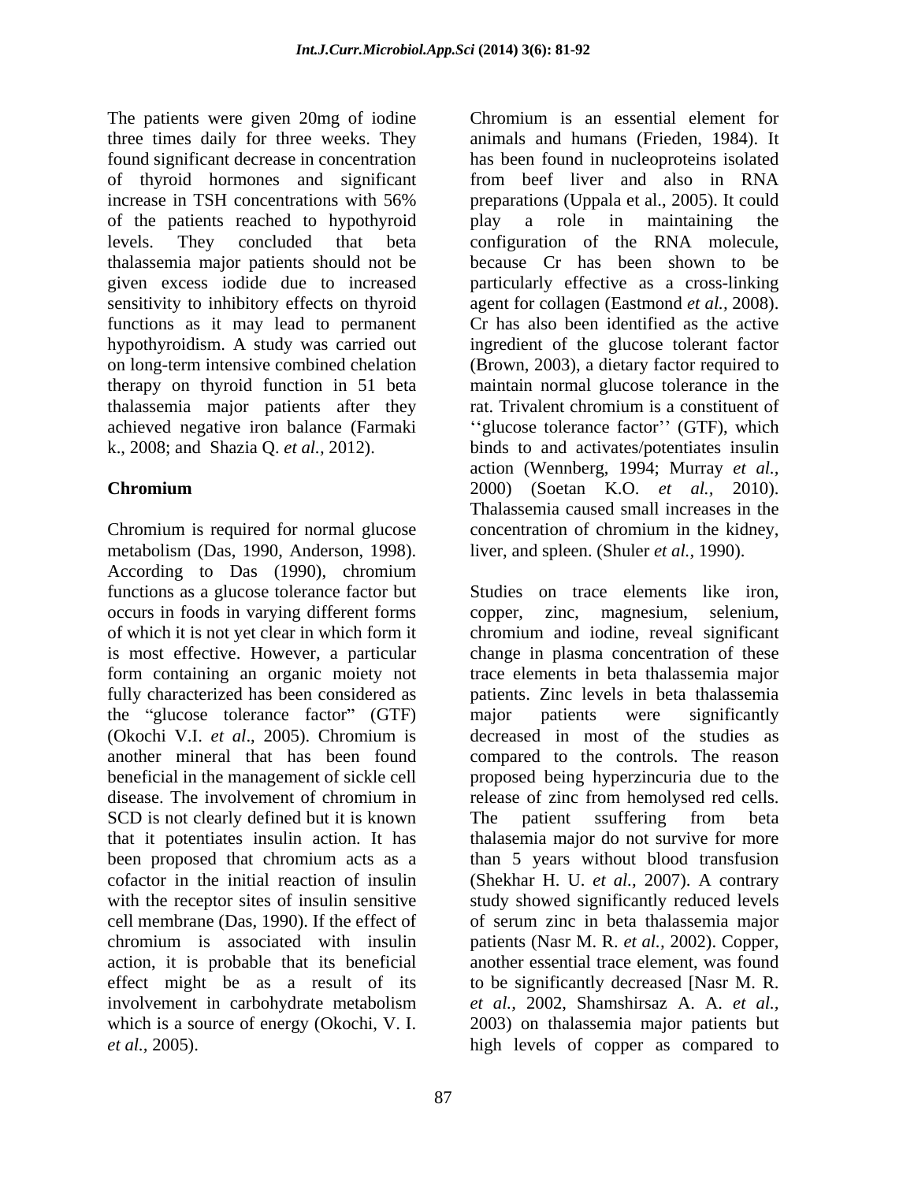The patients were given 20mg of iodine three times daily for three weeks. They found significant decrease in concentration of thyroid hormones and significant increase in TSH concentrations with 56% of the patients reached to hypothyroid levels. They concluded that beta thalassemia major patients should not be given excess iodide due to increased sensitivity to inhibitory effects on thyroid functions as it may lead to permanent hypothyroidism. A study was carried out on long-term intensive combined chelation therapy on thyroid function in 51 beta thalassemia major patients after they achieved negative iron balance (Farmaki k., 2008; and Shazia Q. *et al.,* 2012).

## Chromium

Chromium is required for normal glucose metabolism (Das, 1990, Anderson, 1998). According to Das (1990), chromium functions as a glucose tolerance factor but occurs in foods in varying different forms of which it is not yet clear in which form it is most effective. However, a particular form containing an organic moiety not fully characterized has been considered as the "glucose tolerance factor" (GTF) (Okochi V.I. *et al*., 2005). Chromium is another mineral that has been found beneficial in the management of sickle cell disease. The involvement of chromium in SCD is not clearly defined but it is known that it potentiates insulin action. It has been proposed that chromium acts as a cofactor in the initial reaction of insulin with the receptor sites of insulin sensitive cell membrane (Das, 1990). If the effect of chromium is associated with insulin action, it is probable that its beneficial effect might be as a result of its involvement in carbohydrate metabolism which is a source of energy (Okochi, V. I. *et al.,* 2005).

Chromium is an essential element for animals and humans (Frieden, 1984). It has been found in nucleoproteins isolated from beef liver and also in RNA preparations (Uppala et al., 2005). It could play a role in maintaining the configuration of the RNA molecule, because Cr has been shown to be particularly effective as a cross-linking agent for collagen (Eastmond *et al.,* 2008). Cr has also been identified as the active ingredient of the glucose tolerant factor (Brown, 2003), a dietary factor required to maintain normal glucose tolerance in the rat. Trivalent chromium is a constituent of ''glucose tolerance factor'' (GTF), which binds to and activates/potentiates insulin action (Wennberg, 1994; Murray *et al.*, 2000) (Soetan K.O. *et al.,* 2010). Thalassemia caused small increases in the concentration of chromium in the kidney, liver, and spleen. (Shuler *et al.,* 1990).

Studies on trace elements like iron, copper, zinc, magnesium, selenium, chromium and iodine, reveal significant change in plasma concentration of these trace elements in beta thalassemia major patients. Zinc levels in beta thalassemia major patients were significantly decreased in most of the studies as compared to the controls. The reason proposed being hyperzincuria due to the release of zinc from hemolysed red cells. The patient ssuffering from beta thalasemia major do not survive for more than 5 years without blood transfusion (Shekhar H. U. *et al.,* 2007). A contrary study showed significantly reduced levels of serum zinc in beta thalassemia major patients (Nasr M. R. *et al.,* 2002). Copper, another essential trace element, was found to be significantly decreased [Nasr M. R. *et al.,* 2002, Shamshirsaz A. A. *et al.*, 2003) on thalassemia major patients but high levels of copper as compared to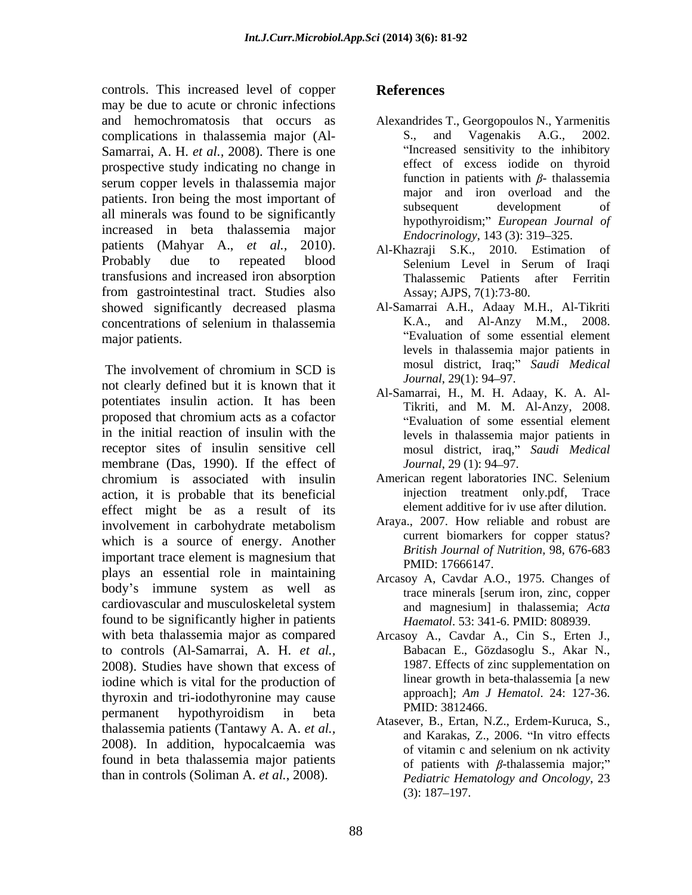controls. This increased level of copper may be due to acute or chronic infections and hemochromatosis that occurs as complications in thalassemia major (Al-Samarrai, A. H. *et al.*, 2008). There is one prospective study indicating no change in serum copper levels in thalassemia major patients. Iron being the most important of all minerals was found to be significantly increased in beta thalassemia major patients (Mahyar A., *et al.*, 2010). Probably due to repeated blood transfusions and increased iron absorption from gastrointestinal tract. Studies also showed significantly decreased plasma concentrations of selenium in thalassemia major patients.

The involvement of chromium in SCD is not clearly defined but it is known that it potentiates insulin action. It has been proposed that chromium acts as a cofactor in the initial reaction of insulin with the receptor sites of insulin sensitive cell membrane (Das, 1990). If the effect of chromium is associated with insulin action, it is probable that its beneficial effect might be as a result of its involvement in carbohydrate metabolism which is a source of energy. Another important trace element is magnesium that plays an essential role in maintaining body's immune system as well as cardiovascular and musculoskeletal system found to be significantly higher in patients with beta thalassemia major as compared to controls (Al-Samarrai, A. H. *et al.*, 2008). Studies have shown that excess of iodine which is vital for the production of thyroxin and tri-iodothyronine may cause permanent hypothyroidism in beta thalassemia patients (Tantawy A. A. *et al.*, 2008). In addition, hypocalcaemia was found in beta thalassemia major patients than in controls (Soliman A. *et al.*, 2008).

## References

Alexandrides T., Georgopoulos N., Yarmenitis S., and Vagenakis A.G., 2002. "Increased sensitivity to the inhibitory effect of excess iodide on thyroid function in patients with $\beta$- thalassemia major and iron overload and the subsequent development of hypothyroidism;" *European Journal of Endocrinology*, 143 (3): 319–325.

Al-Khazraji S.K., 2010. Estimation of Selenium Level in Serum of Iraqi Thalassemic Patients after Ferritin Assay; AJPS, 7(1):73-80.

Al-Samarrai A.H., Adaay M.H., Al-Tikriti K.A., and Al-Anzy M.M., 2008. "Evaluation of some essential element levels in thalassemia major patients in mosul district, Iraq;" *Saudi Medical Journal*, 29(1): 94–97.

Al-Samarrai, H., M. H. Adaay, K. A. Al-Tikriti, and M. M. Al-Anzy, 2008. "Evaluation of some essential element levels in thalassemia major patients in mosul district, iraq," *Saudi Medical Journal*, 29 (1): 94–97.

American regent laboratories INC. Selenium injection treatment only.pdf, Trace element additive for iv use after dilution.

Araya., 2007. How reliable and robust are current biomarkers for copper status? *British Journal of Nutrition,* 98, 676-683 PMID: 17666147.

Arcasoy A, Cavdar A.O., 1975. Changes of trace minerals [serum iron, zinc, copper and magnesium] in thalassemia; *Acta Haematol*. 53: 341-6. PMID: 808939.

Arcasoy A., Cavdar A., Cin S., Erten J., Babacan E., Gözdasoglu S., Akar N., 1987. Effects of zinc supplementation on linear growth in beta-thalassemia [a new approach]; *Am J Hematol*. 24: 127-36. PMID: 3812466.

Atasever, B., Ertan, N.Z., Erdem-Kuruca, S., and Karakas, Z., 2006. "In vitro effects of vitamin c and selenium on nk activity of patients with $\beta$-thalassemia major;" *Pediatric Hematology and Oncology*, 23 (3): 187–197.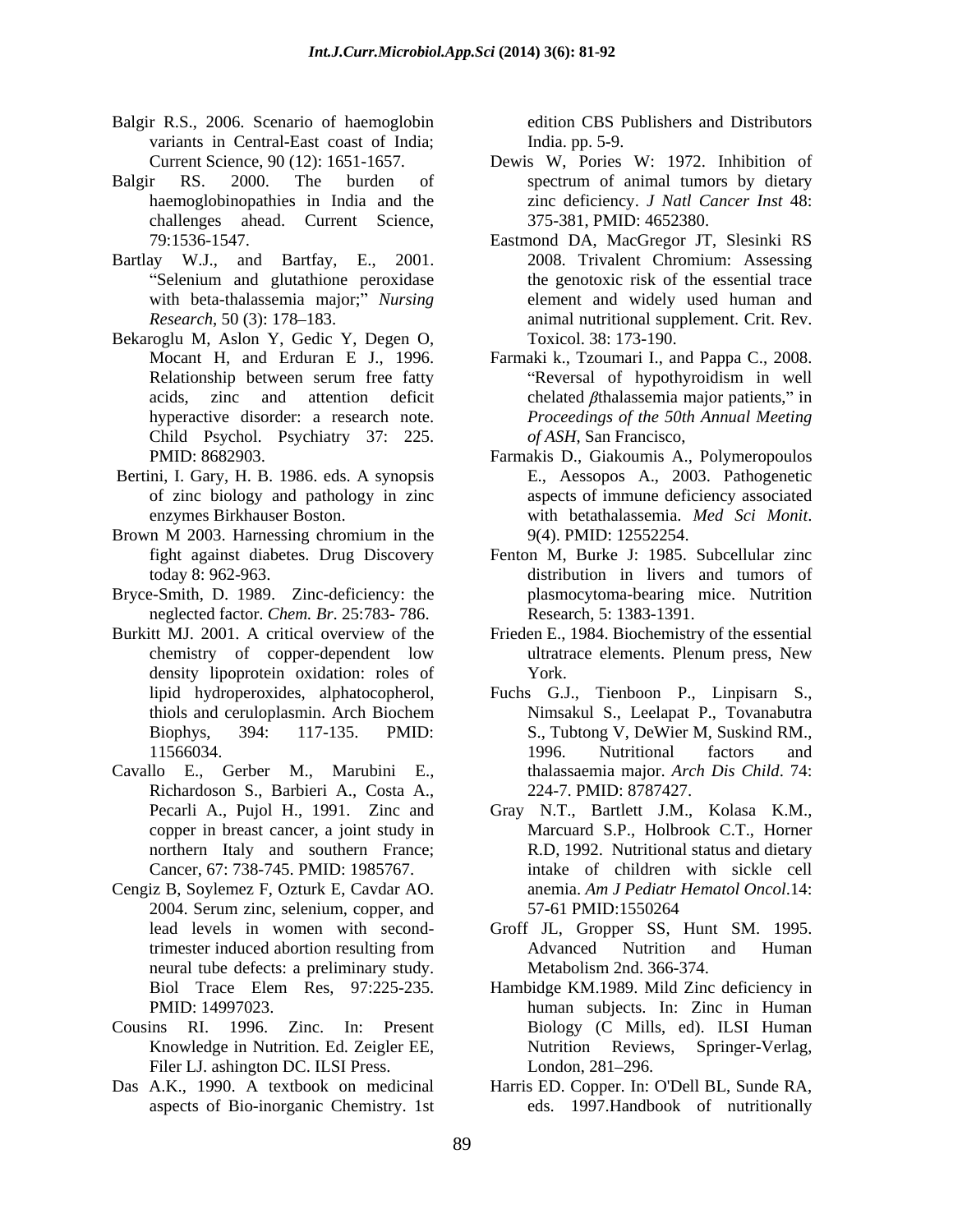Balgir R.S., 2006. Scenario of haemoglobin variants in Central-East coast of India; Current Science, 90 (12): 1651-1657.

Balgir RS. 2000. The burden of haemoglobinopathies in India and the challenges ahead. Current Science, 79:1536-1547.

Bartlay W.J., and Bartfay, E., 2001. "Selenium and glutathione peroxidase with beta-thalassemia major;" *Nursing Research*, 50 (3): 178–183.

Bekaroglu M, Aslon Y, Gedic Y, Degen O, Mocant H, and Erduran E J., 1996. Relationship between serum free fatty acids, zinc and attention deficit hyperactive disorder: a research note. Child Psychol. Psychiatry 37: 225. PMID: 8682903.

Bertini, I. Gary, H. B. 1986. eds. A synopsis of zinc biology and pathology in zinc enzymes Birkhauser Boston.

Brown M 2003. Harnessing chromium in the fight against diabetes. Drug Discovery today 8: 962-963.

Bryce-Smith, D. 1989. Zinc-deficiency: the neglected factor. *Chem. Br.* 25:783- 786.

Burkitt MJ. 2001. A critical overview of the chemistry of copper-dependent low density lipoprotein oxidation: roles of lipid hydroperoxides, alphatocopherol, thiols and ceruloplasmin. Arch Biochem Biophys, 394: 117-135. PMID: 11566034.

Cavallo E., Gerber M., Marubini E., Richardoson S., Barbieri A., Costa A., Pecarli A., Pujol H., 1991. Zinc and copper in breast cancer, a joint study in northern Italy and southern France; Cancer, 67: 738-745. PMID: 1985767.

Cengiz B, Soylemez F, Ozturk E, Cavdar AO. 2004. Serum zinc, selenium, copper, and lead levels in women with second-trimester induced abortion resulting from neural tube defects: a preliminary study. Biol Trace Elem Res, 97:225-235. PMID: 14997023.

Cousins RI. 1996. Zinc. In: Present Knowledge in Nutrition. Ed. Zeigler EE, Filer LJ. ashington DC. ILSI Press.

Das A.K., 1990. A textbook on medicinal aspects of Bio-inorganic Chemistry. 1st edition CBS Publishers and Distributors India. pp. 5-9.

Dewis W, Pories W: 1972. Inhibition of spectrum of animal tumors by dietary zinc deficiency. *J Natl Cancer Inst* 48: 375-381, PMID: 4652380.

Eastmond DA, MacGregor JT, Slesinki RS 2008. Trivalent Chromium: Assessing the genotoxic risk of the essential trace element and widely used human and animal nutritional supplement. Crit. Rev. Toxicol. 38: 173-190.

Farmaki k., Tzoumari I., and Pappa C., 2008. "Reversal of hypothyroidism in well chelated $\beta$thalassemia major patients," in *Proceedings of the 50th Annual Meeting of ASH*, San Francisco,

Farmakis D., Giakoumis A., Polymeropoulos E., Aessopos A., 2003. Pathogenetic aspects of immune deficiency associated with betathalassemia. *Med Sci Monit*. 9(4). PMID: 12552254.

Fenton M, Burke J: 1985. Subcellular zinc distribution in livers and tumors of plasmocytoma-bearing mice. Nutrition Research, 5: 1383-1391.

Frieden E., 1984. Biochemistry of the essential ultratrace elements. Plenum press, New York.

Fuchs G.J., Tienboon P., Linpisarn S., Nimsakul S., Leelapat P., Tovanabutra S., Tubtong V, DeWier M, Suskind RM., 1996. Nutritional factors and thalassaemia major. *Arch Dis Child*. 74: 224-7. PMID: 8787427.

Gray N.T., Bartlett J.M., Kolasa K.M., Marcuard S.P., Holbrook C.T., Horner R.D, 1992. Nutritional status and dietary intake of children with sickle cell anemia. *Am J Pediatr Hematol Oncol*.14: 57-61 PMID:1550264

Groff JL, Gropper SS, Hunt SM. 1995. Advanced Nutrition and Human Metabolism 2nd. 366-374.

Hambidge KM.1989. Mild Zinc deficiency in human subjects. In: Zinc in Human Biology (C Mills, ed). ILSI Human Nutrition Reviews, Springer-Verlag, London, 281–296.

Harris ED. Copper. In: O'Dell BL, Sunde RA, eds. 1997.Handbook of nutritionally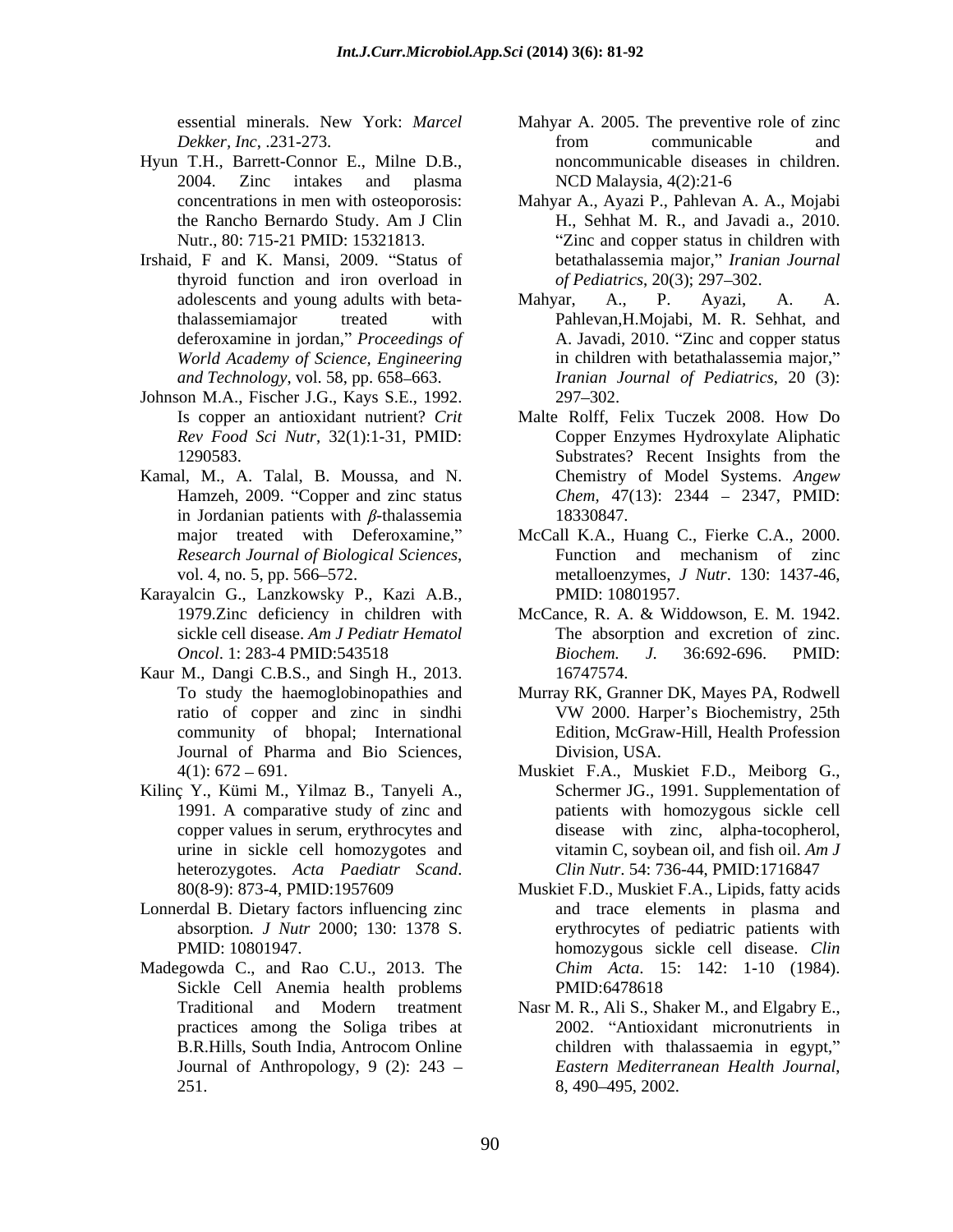essential minerals. New York: *Marcel Dekker, Inc*, .231-273.

Hyun T.H., Barrett-Connor E., Milne D.B., 2004. Zinc intakes and plasma concentrations in men with osteoporosis: the Rancho Bernardo Study. Am J Clin Nutr., 80: 715-21 PMID: 15321813.

Irshaid, F and K. Mansi, 2009. "Status of thyroid function and iron overload in adolescents and young adults with beta-thalassemiamajor treated with deferoxamine in jordan," *Proceedings of World Academy of Science, Engineering and Technology*, vol. 58, pp. 658–663.

Johnson M.A., Fischer J.G., Kays S.E., 1992. Is copper an antioxidant nutrient? *Crit Rev Food Sci Nutr*, 32(1):1-31, PMID: 1290583.

Kamal, M., A. Talal, B. Moussa, and N. Hamzeh, 2009. "Copper and zinc status in Jordanian patients with $\beta$-thalassemia major treated with Deferoxamine," *Research Journal of Biological Sciences*, vol. 4, no. 5, pp. 566–572.

Karayalcin G., Lanzkowsky P., Kazi A.B., 1979.Zinc deficiency in children with sickle cell disease. *Am J Pediatr Hematol Oncol*. 1: 283-4 PMID:543518

Kaur M., Dangi C.B.S., and Singh H., 2013. To study the haemoglobinopathies and ratio of copper and zinc in sindhi community of bhopal; International Journal of Pharma and Bio Sciences, 4(1): 672 – 691.

Kilinç Y., Kümi M., Yilmaz B., Tanyeli A., 1991. A comparative study of zinc and copper values in serum, erythrocytes and urine in sickle cell homozygotes and heterozygotes. *Acta Paediatr Scand*. 80(8-9): 873-4, PMID:1957609

Lonnerdal B. Dietary factors influencing zinc absorption. *J Nutr* 2000; 130: 1378 S. PMID: 10801947.

Madegowda C., and Rao C.U., 2013. The Sickle Cell Anemia health problems Traditional and Modern treatment practices among the Soliga tribes at B.R.Hills, South India, Antrocom Online Journal of Anthropology, 9 (2): 243 – 251.

Mahyar A. 2005. The preventive role of zinc from communicable and noncommunicable diseases in children. NCD Malaysia, 4(2):21-6

Mahyar A., Ayazi P., Pahlevan A. A., Mojabi H., Sehhat M. R., and Javadi a., 2010. "Zinc and copper status in children with betathalassemia major," *Iranian Journal of Pediatrics*, 20(3); 297–302.

Mahyar, A., P. Ayazi, A. A. Pahlevan,H.Mojabi, M. R. Sehhat, and A. Javadi, 2010. "Zinc and copper status in children with betathalassemia major," *Iranian Journal of Pediatrics*, 20 (3): 297–302.

Malte Rolff, Felix Tuczek 2008. How Do Copper Enzymes Hydroxylate Aliphatic Substrates? Recent Insights from the Chemistry of Model Systems. *Angew Chem*, 47(13): 2344 – 2347, PMID: 18330847.

McCall K.A., Huang C., Fierke C.A., 2000. Function and mechanism of zinc metalloenzymes, *J Nutr*. 130: 1437-46, PMID: 10801957.

McCance, R. A. & Widdowson, E. M. 1942. The absorption and excretion of zinc. *Biochem. J.* 36:692-696. PMID: 16747574.

Murray RK, Granner DK, Mayes PA, Rodwell VW 2000. Harper's Biochemistry, 25th Edition, McGraw-Hill, Health Profession Division, USA.

Muskiet F.A., Muskiet F.D., Meiborg G., Schermer JG., 1991. Supplementation of patients with homozygous sickle cell disease with zinc, alpha-tocopherol, vitamin C, soybean oil, and fish oil. *Am J Clin Nutr*. 54: 736-44, PMID:1716847

Muskiet F.D., Muskiet F.A., Lipids, fatty acids and trace elements in plasma and erythrocytes of pediatric patients with homozygous sickle cell disease. *Clin Chim Acta*. 15: 142: 1-10 (1984). PMID:6478618

Nasr M. R., Ali S., Shaker M., and Elgabry E., 2002. "Antioxidant micronutrients in children with thalassaemia in egypt," *Eastern Mediterranean Health Journal*, 8, 490–495, 2002.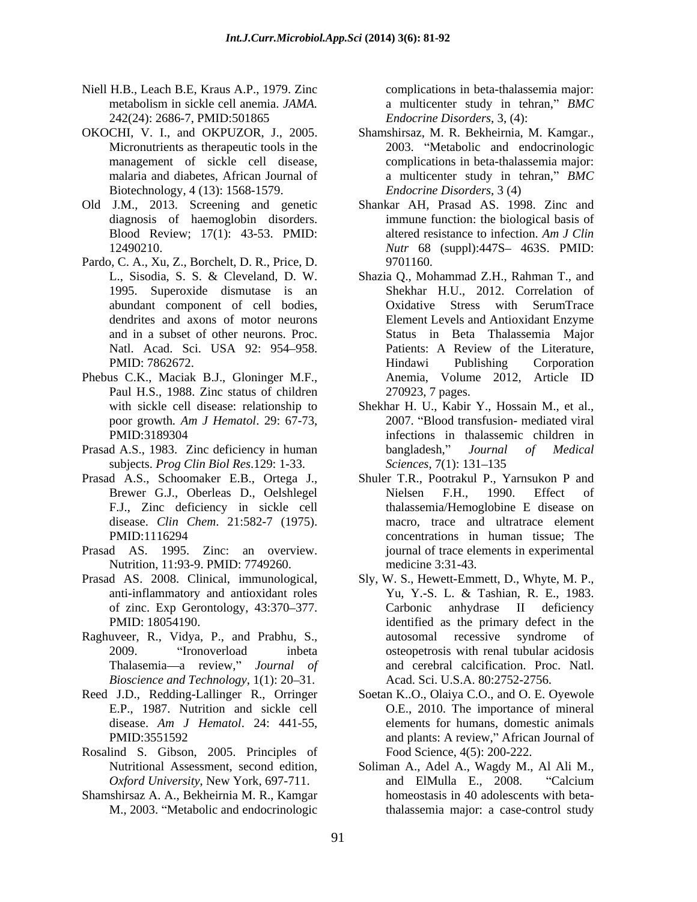Niell H.B., Leach B.E, Kraus A.P., 1979. Zinc metabolism in sickle cell anemia. *JAMA.* 242(24): 2686-7, PMID:501865

OKOCHI, V. I., and OKPUZOR, J., 2005. Micronutrients as therapeutic tools in the management of sickle cell disease, malaria and diabetes, African Journal of Biotechnology, 4 (13): 1568-1579.

Old J.M., 2013. Screening and genetic diagnosis of haemoglobin disorders. Blood Review; 17(1): 43-53. PMID: 12490210.

Pardo, C. A., Xu, Z., Borchelt, D. R., Price, D. L., Sisodia, S. S. & Cleveland, D. W. 1995. Superoxide dismutase is an abundant component of cell bodies, dendrites and axons of motor neurons and in a subset of other neurons. Proc. Natl. Acad. Sci. USA 92: 954–958. PMID: 7862672.

Phebus C.K., Maciak B.J., Gloninger M.F., Paul H.S., 1988. Zinc status of children with sickle cell disease: relationship to poor growth. *Am J Hematol*. 29: 67-73, PMID:3189304

Prasad A.S., 1983. Zinc deficiency in human subjects. *Prog Clin Biol Res*.129: 1-33.

Prasad A.S., Schoomaker E.B., Ortega J., Brewer G.J., Oberleas D., Oelshlegel F.J., Zinc deficiency in sickle cell disease. *Clin Chem*. 21:582-7 (1975). PMID:1116294

Prasad AS. 1995. Zinc: an overview. Nutrition, 11:93-9. PMID: 7749260.

Prasad AS. 2008. Clinical, immunological, anti-inflammatory and antioxidant roles of zinc. Exp Gerontology, 43:370–377. PMID: 18054190.

Raghuveer, R., Vidya, P., and Prabhu, S., 2009. "Ironoverload inbeta Thalasemia—a review," *Journal of Bioscience and Technology*, 1(1): 20–31.

Reed J.D., Redding-Lallinger R., Orringer E.P., 1987. Nutrition and sickle cell disease. *Am J Hematol*. 24: 441-55, PMID:3551592

Rosalind S. Gibson, 2005. Principles of Nutritional Assessment, second edition, *Oxford University*, New York, 697-711.

Shamshirsaz A. A., Bekheirnia M. R., Kamgar M., 2003. "Metabolic and endocrinologic complications in beta-thalassemia major: a multicenter study in tehran," *BMC Endocrine Disorders*, 3, (4):

Shamshirsaz, M. R. Bekheirnia, M. Kamgar., 2003. "Metabolic and endocrinologic complications in beta-thalassemia major: a multicenter study in tehran," *BMC Endocrine Disorders*, 3 (4)

Shankar AH, Prasad AS. 1998. Zinc and immune function: the biological basis of altered resistance to infection. *Am J Clin Nutr* 68 (suppl):447S– 463S. PMID: 9701160.

Shazia Q., Mohammad Z.H., Rahman T., and Shekhar H.U., 2012. Correlation of Oxidative Stress with SerumTrace Element Levels and Antioxidant Enzyme Status in Beta Thalassemia Major Patients: A Review of the Literature, Hindawi Publishing Corporation Anemia, Volume 2012, Article ID 270923, 7 pages.

Shekhar H. U., Kabir Y., Hossain M., et al., 2007. "Blood transfusion- mediated viral infections in thalassemic children in bangladesh," *Journal of Medical Sciences*, 7(1): 131–135

Shuler T.R., Pootrakul P., Yarnsukon P and Nielsen F.H., 1990. Effect of thalassemia/Hemoglobine E disease on macro, trace and ultratrace element concentrations in human tissue; The journal of trace elements in experimental medicine 3:31-43.

Sly, W. S., Hewett-Emmett, D., Whyte, M. P., Yu, Y.-S. L. & Tashian, R. E., 1983. Carbonic anhydrase II deficiency identified as the primary defect in the autosomal recessive syndrome of osteopetrosis with renal tubular acidosis and cerebral calcification. Proc. Natl. Acad. Sci. U.S.A. 80:2752-2756.

Soetan K..O., Olaiya C.O., and O. E. Oyewole O.E., 2010. The importance of mineral elements for humans, domestic animals and plants: A review," African Journal of Food Science, 4(5): 200-222.

Soliman A., Adel A., Wagdy M., Al Ali M., and ElMulla E., 2008. "Calcium homeostasis in 40 adolescents with beta-thalassemia major: a case-control study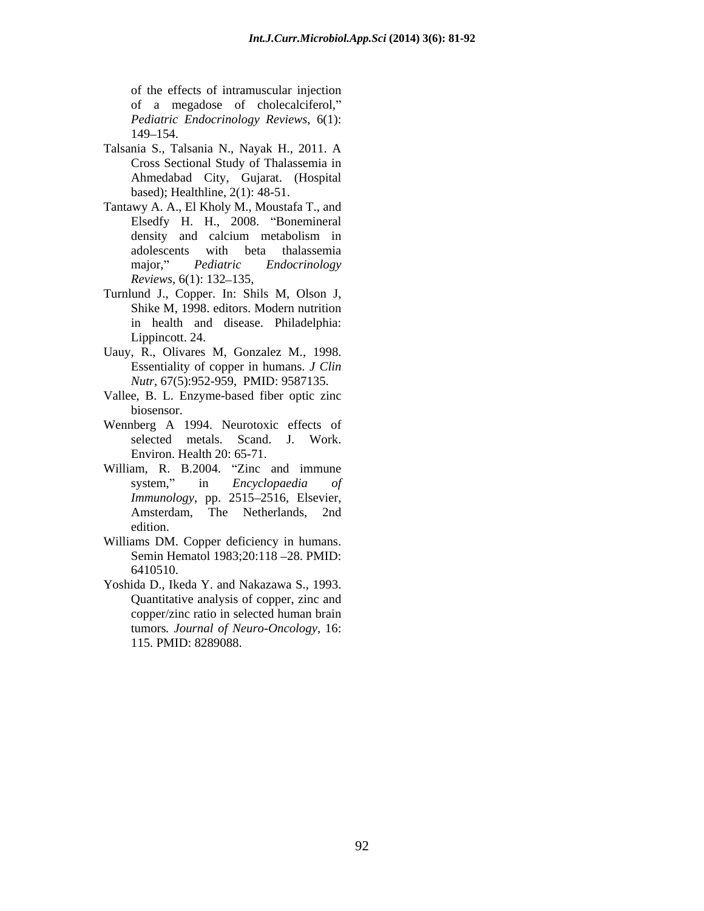of the effects of intramuscular injection of a megadose of cholecalciferol," *Pediatric Endocrinology Reviews*, 6(1): 149–154.

Talsania S., Talsania N., Nayak H., 2011. A Cross Sectional Study of Thalassemia in Ahmedabad City, Gujarat. (Hospital based); Healthline, 2(1): 48-51.

Tantawy A. A., El Kholy M., Moustafa T., and Elsedfy H. H., 2008. "Bonemineral density and calcium metabolism in adolescents with beta thalassemia major," *Pediatric Endocrinology Reviews*, 6(1): 132–135,

Turnlund J., Copper. In: Shils M, Olson J, Shike M, 1998. editors. Modern nutrition in health and disease. Philadelphia: Lippincott. 24.

Uauy, R., Olivares M, Gonzalez M., 1998. Essentiality of copper in humans. *J Clin Nutr*, 67(5):952-959, PMID: 9587135.

Vallee, B. L. Enzyme-based fiber optic zinc biosensor.

Wennberg A 1994. Neurotoxic effects of selected metals. Scand. J. Work. Environ. Health 20: 65-71.

William, R. B.2004. "Zinc and immune system," in *Encyclopaedia of Immunology*, pp. 2515–2516, Elsevier, Amsterdam, The Netherlands, 2nd edition.

Williams DM. Copper deficiency in humans. Semin Hematol 1983;20:118 –28. PMID: 6410510.

Yoshida D., Ikeda Y. and Nakazawa S., 1993. Quantitative analysis of copper, zinc and copper/zinc ratio in selected human brain tumors*. Journal of Neuro-Oncology*, 16: 115. PMID: 8289088.